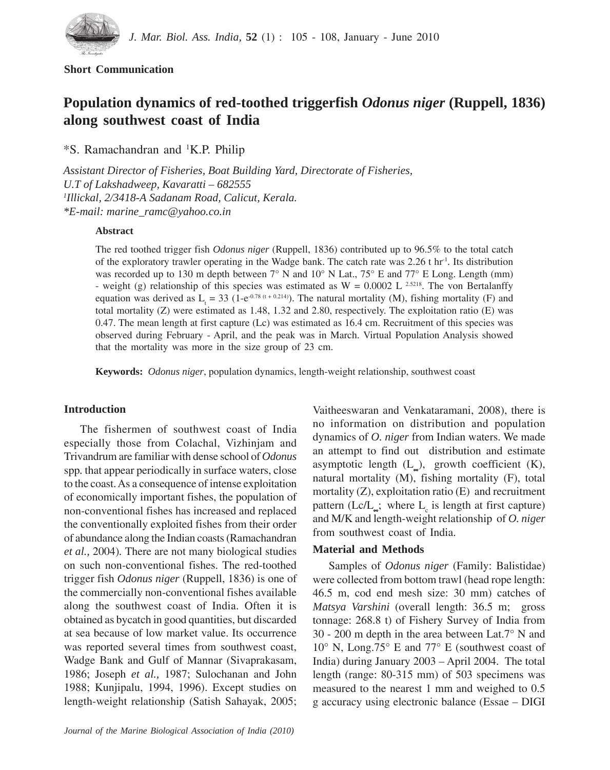**Short Communication**

# Population dynamics of red-toothed triggerfish *Odonus niger* (Ruppell, 1836) along southwest coast of India

*S. Ramachandran and [1]K.P. Philip

*Assistant Director of Fisheries, Boat Building Yard, Directorate of Fisheries, U.T of Lakshadweep, Kavaratti – 682555*
*[1]Illickal, 2/3418-A Sadanam Road, Calicut, Kerala.*
**E-mail: marine_ramc@yahoo.co.in*

### Abstract

The red toothed trigger fish *Odonus niger* (Ruppell, 1836) contributed up to 96.5% to the total catch of the exploratory trawler operating in the Wadge bank. The catch rate was 2.26 t $hr^{-1}$. Its distribution was recorded up to 130 m depth between 7° N and 10° N Lat., 75° E and 77° E Long. Length (mm) - weight (g) relationship of this species was estimated as $W = 0.0002\ L^{2.5218}$. The von Bertalanffy equation was derived as $L_t = 33\ (1\text{-}e^{-0.78\ (t + 0.214)})$. The natural mortality (M), fishing mortality (F) and total mortality (Z) were estimated as 1.48, 1.32 and 2.80, respectively. The exploitation ratio (E) was 0.47. The mean length at first capture (Lc) was estimated as 16.4 cm. Recruitment of this species was observed during February - April, and the peak was in March. Virtual Population Analysis showed that the mortality was more in the size group of 23 cm.

**Keywords:** *Odonus niger*, population dynamics, length-weight relationship, southwest coast

## Introduction

The fishermen of southwest coast of India especially those from Colachal, Vizhinjam and Trivandrum are familiar with dense school of *Odonus* spp. that appear periodically in surface waters, close to the coast. As a consequence of intense exploitation of economically important fishes, the population of non-conventional fishes has increased and replaced the conventionally exploited fishes from their order of abundance along the Indian coasts (Ramachandran *et al.,* 2004). There are not many biological studies on such non-conventional fishes. The red-toothed trigger fish *Odonus niger* (Ruppell, 1836) is one of the commercially non-conventional fishes available along the southwest coast of India. Often it is obtained as bycatch in good quantities, but discarded at sea because of low market value. Its occurrence was reported several times from southwest coast, Wadge Bank and Gulf of Mannar (Sivaprakasam, 1986; Joseph *et al.,* 1987; Sulochanan and John 1988; Kunjipalu, 1994, 1996). Except studies on length-weight relationship (Satish Sahayak, 2005; Vaitheeswaran and Venkataramani, 2008), there is no information on distribution and population dynamics of *O. niger* from Indian waters. We made an attempt to find out distribution and estimate asymptotic length ($L_\infty$), growth coefficient (K), natural mortality (M), fishing mortality (F), total mortality (Z), exploitation ratio (E) and recruitment pattern ($Lc/L_\infty$; where $L_c$ is length at first capture) and M/K and length-weight relationship of *O. niger* from southwest coast of India.

## Material and Methods

Samples of *Odonus niger* (Family: Balistidae) were collected from bottom trawl (head rope length: 46.5 m, cod end mesh size: 30 mm) catches of *Matsya Varshini* (overall length: 36.5 m; gross tonnage: 268.8 t) of Fishery Survey of India from 30 - 200 m depth in the area between Lat.7° N and 10° N, Long.75° E and 77° E (southwest coast of India) during January 2003 – April 2004. The total length (range: 80-315 mm) of 503 specimens was measured to the nearest 1 mm and weighed to 0.5 g accuracy using electronic balance (Essae – DIGI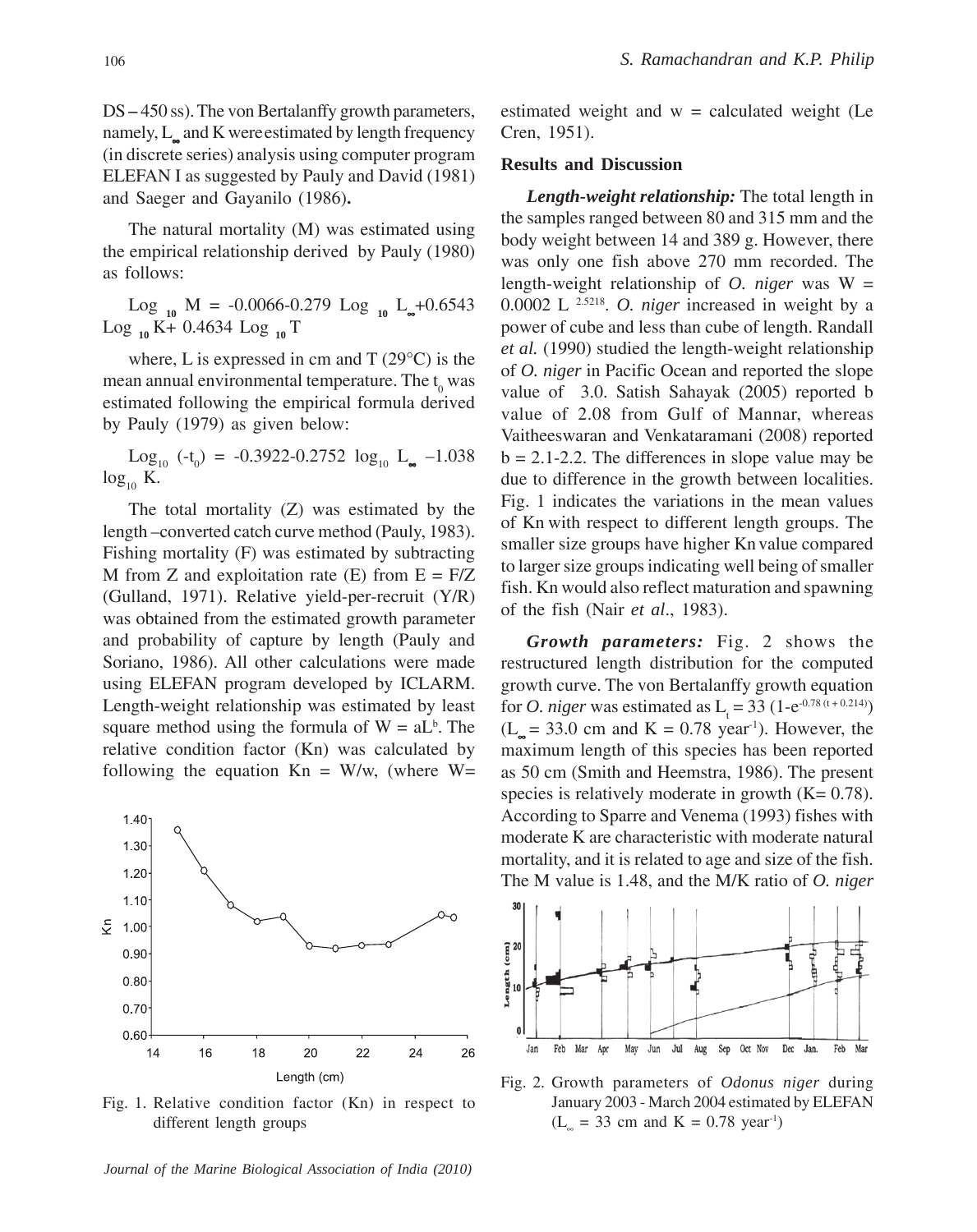DS – 450 ss). The von Bertalanffy growth parameters, namely, $L_\infty$ and K were estimated by length frequency (in discrete series) analysis using computer program ELEFAN I as suggested by Pauly and David (1981) and Saeger and Gayanilo (1986).

The natural mortality (M) was estimated using the empirical relationship derived by Pauly (1980) as follows:

$$\text{Log}_{10} M = -0.0066 - 0.279 \text{ Log}_{10} L_\infty + 0.6543 \text{ Log}_{10} K + 0.4634 \text{ Log}_{10} T$$

where, L is expressed in cm and T (29°C) is the mean annual environmental temperature. The $t_0$ was estimated following the empirical formula derived by Pauly (1979) as given below:

$$\text{Log}_{10}(-t_0) = -0.3922 - 0.2752 \log_{10} L_\infty - 1.038 \log_{10} K.$$

The total mortality (Z) was estimated by the length –converted catch curve method (Pauly, 1983). Fishing mortality (F) was estimated by subtracting M from Z and exploitation rate (E) from E = F/Z (Gulland, 1971). Relative yield-per-recruit (Y/R) was obtained from the estimated growth parameter and probability of capture by length (Pauly and Soriano, 1986). All other calculations were made using ELEFAN program developed by ICLARM. Length-weight relationship was estimated by least square method using the formula of $W = aL^b$. The relative condition factor (Kn) was calculated by following the equation Kn = W/w, (where W= estimated weight and w = calculated weight (Le Cren, 1951).

Fig. 1. Relative condition factor (Kn) in respect to different length groups

## Results and Discussion

***Length-weight relationship:*** The total length in the samples ranged between 80 and 315 mm and the body weight between 14 and 389 g. However, there was only one fish above 270 mm recorded. The length-weight relationship of *O. niger* was $W = 0.0002 L^{2.5218}$. *O. niger* increased in weight by a power of cube and less than cube of length. Randall *et al.* (1990) studied the length-weight relationship of *O. niger* in Pacific Ocean and reported the slope value of 3.0. Satish Sahayak (2005) reported b value of 2.08 from Gulf of Mannar, whereas Vaitheeswaran and Venkataramani (2008) reported b = 2.1-2.2. The differences in slope value may be due to difference in the growth between localities. Fig. 1 indicates the variations in the mean values of Kn with respect to different length groups. The smaller size groups have higher Kn value compared to larger size groups indicating well being of smaller fish. Kn would also reflect maturation and spawning of the fish (Nair *et al*., 1983).

***Growth parameters:*** Fig. 2 shows the restructured length distribution for the computed growth curve. The von Bertalanffy growth equation for *O. niger* was estimated as $L_t = 33\,(1 - e^{-0.78\,(t + 0.214)})$ ($L_\infty$ = 33.0 cm and K = 0.78 $\text{year}^{-1}$). However, the maximum length of this species has been reported as 50 cm (Smith and Heemstra, 1986). The present species is relatively moderate in growth (K= 0.78). According to Sparre and Venema (1993) fishes with moderate K are characteristic with moderate natural mortality, and it is related to age and size of the fish. The M value is 1.48, and the M/K ratio of *O. niger*

Fig. 2. Growth parameters of *Odonus niger* during January 2003 - March 2004 estimated by ELEFAN ($L_\infty$ = 33 cm and K = 0.78 $\text{year}^{-1}$)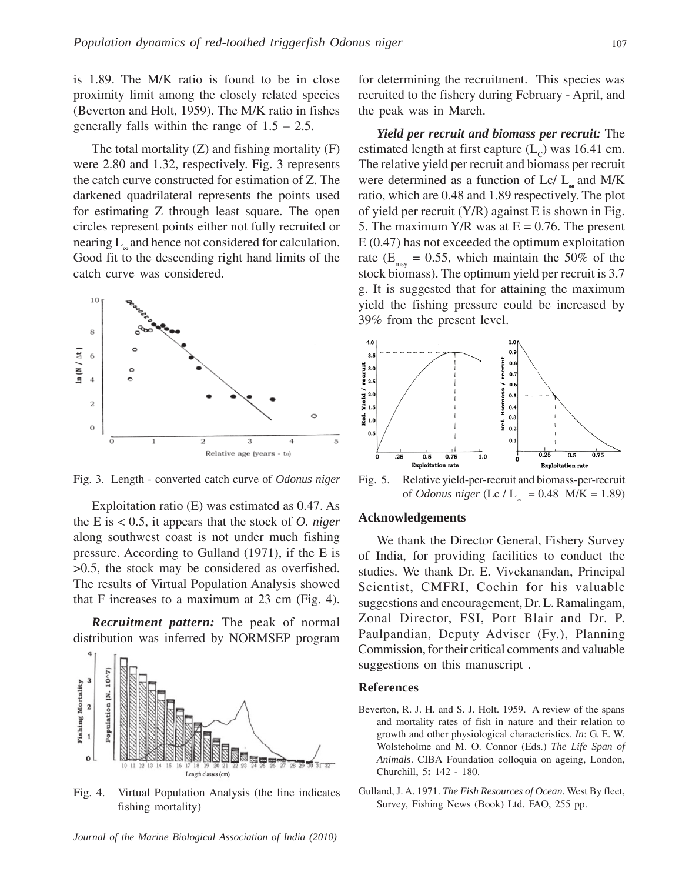is 1.89. The M/K ratio is found to be in close proximity limit among the closely related species (Beverton and Holt, 1959). The M/K ratio in fishes generally falls within the range of 1.5 – 2.5.

The total mortality (Z) and fishing mortality (F) were 2.80 and 1.32, respectively. Fig. 3 represents the catch curve constructed for estimation of Z. The darkened quadrilateral represents the points used for estimating Z through least square. The open circles represent points either not fully recruited or nearing $L_\infty$ and hence not considered for calculation. Good fit to the descending right hand limits of the catch curve was considered.

Fig. 3. Length - converted catch curve of *Odonus niger*

Exploitation ratio (E) was estimated as 0.47. As the E is < 0.5, it appears that the stock of *O. niger* along southwest coast is not under much fishing pressure. According to Gulland (1971), if the E is >0.5, the stock may be considered as overfished. The results of Virtual Population Analysis showed that F increases to a maximum at 23 cm (Fig. 4).

***Recruitment pattern:*** The peak of normal distribution was inferred by NORMSEP program for determining the recruitment. This species was recruited to the fishery during February - April, and the peak was in March.

Fig. 4. Virtual Population Analysis (the line indicates fishing mortality)

***Yield per recruit and biomass per recruit:*** The estimated length at first capture ($L_C$) was 16.41 cm. The relative yield per recruit and biomass per recruit were determined as a function of Lc/ $L_\infty$ and M/K ratio, which are 0.48 and 1.89 respectively. The plot of yield per recruit (Y/R) against E is shown in Fig. 5. The maximum Y/R was at E = 0.76. The present E (0.47) has not exceeded the optimum exploitation rate ($E_{msy}$ = 0.55, which maintain the 50% of the stock biomass). The optimum yield per recruit is 3.7 g. It is suggested that for attaining the maximum yield the fishing pressure could be increased by 39% from the present level.

Fig. 5. Relative yield-per-recruit and biomass-per-recruit of *Odonus niger* (Lc / $L_\infty$ = 0.48 M/K = 1.89)

## Acknowledgements

We thank the Director General, Fishery Survey of India, for providing facilities to conduct the studies. We thank Dr. E. Vivekanandan, Principal Scientist, CMFRI, Cochin for his valuable suggestions and encouragement, Dr. L. Ramalingam, Zonal Director, FSI, Port Blair and Dr. P. Paulpandian, Deputy Adviser (Fy.), Planning Commission, for their critical comments and valuable suggestions on this manuscript .

## References

Beverton, R. J. H. and S. J. Holt. 1959. A review of the spans and mortality rates of fish in nature and their relation to growth and other physiological characteristics. *In*: G. E. W. Wolsteholme and M. O. Connor (Eds.) *The Life Span of Animals*. CIBA Foundation colloquia on ageing, London, Churchill, 5**:** 142 - 180.

Gulland, J. A. 1971. *The Fish Resources of Ocean*. West By fleet, Survey, Fishing News (Book) Ltd. FAO, 255 pp.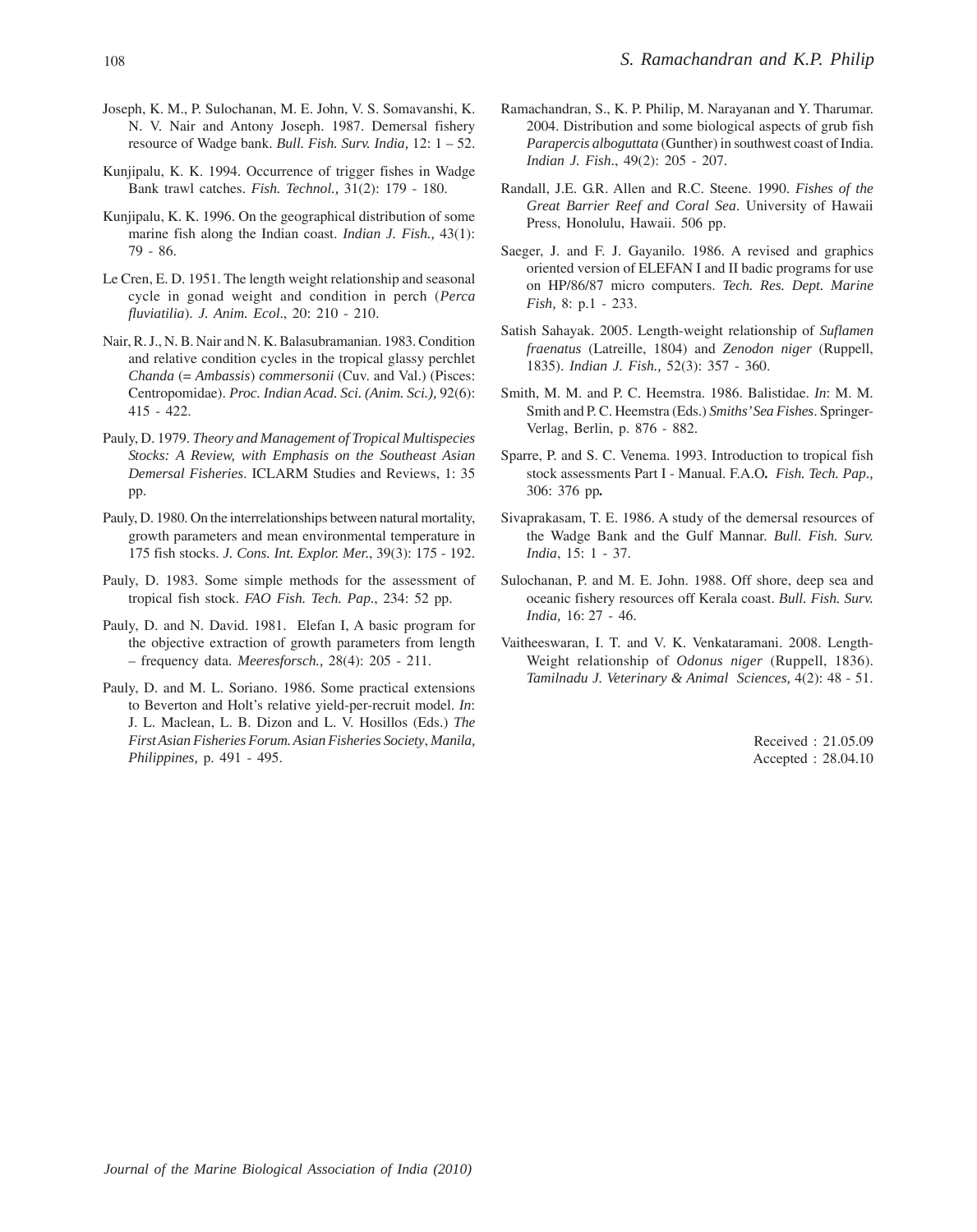Joseph, K. M., P. Sulochanan, M. E. John, V. S. Somavanshi, K. N. V. Nair and Antony Joseph. 1987. Demersal fishery resource of Wadge bank. *Bull. Fish. Surv. India,* 12: 1 – 52.

Kunjipalu, K. K. 1994. Occurrence of trigger fishes in Wadge Bank trawl catches. *Fish. Technol.,* 31(2): 179 - 180.

Kunjipalu, K. K. 1996. On the geographical distribution of some marine fish along the Indian coast. *Indian J. Fish.,* 43(1): 79 - 86.

Le Cren, E. D. 1951. The length weight relationship and seasonal cycle in gonad weight and condition in perch (*Perca fluviatilia*). *J. Anim. Ecol*., 20: 210 - 210.

Nair, R. J., N. B. Nair and N. K. Balasubramanian. 1983. Condition and relative condition cycles in the tropical glassy perchlet *Chanda* (= *Ambassis*) *commersonii* (Cuv. and Val.) (Pisces: Centropomidae). *Proc. Indian Acad. Sci. (Anim. Sci.),* 92(6): 415 - 422.

Pauly, D. 1979. *Theory and Management of Tropical Multispecies Stocks: A Review, with Emphasis on the Southeast Asian Demersal Fisheries*. ICLARM Studies and Reviews, 1: 35 pp.

Pauly, D. 1980. On the interrelationships between natural mortality, growth parameters and mean environmental temperature in 175 fish stocks. *J. Cons. Int. Explor. Mer.*, 39(3): 175 - 192.

Pauly, D. 1983. Some simple methods for the assessment of tropical fish stock. *FAO Fish. Tech. Pap*., 234: 52 pp.

Pauly, D. and N. David. 1981. Elefan I, A basic program for the objective extraction of growth parameters from length – frequency data. *Meeresforsch.,* 28(4): 205 - 211.

Pauly, D. and M. L. Soriano. 1986. Some practical extensions to Beverton and Holt's relative yield-per-recruit model. *In*: J. L. Maclean, L. B. Dizon and L. V. Hosillos (Eds.) *The First Asian Fisheries Forum. Asian Fisheries Society, Manila, Philippines,* p. 491 - 495.

Ramachandran, S., K. P. Philip, M. Narayanan and Y. Tharumar. 2004. Distribution and some biological aspects of grub fish *Parapercis alboguttata* (Gunther) in southwest coast of India. *Indian J. Fish*., 49(2): 205 - 207.

Randall, J.E. G.R. Allen and R.C. Steene. 1990. *Fishes of the Great Barrier Reef and Coral Sea*. University of Hawaii Press, Honolulu, Hawaii. 506 pp.

Saeger, J. and F. J. Gayanilo. 1986. A revised and graphics oriented version of ELEFAN I and II badic programs for use on HP/86/87 micro computers. *Tech. Res. Dept. Marine Fish,* 8: p.1 - 233.

Satish Sahayak. 2005. Length-weight relationship of *Suflamen fraenatus* (Latreille, 1804) and *Zenodon niger* (Ruppell, 1835). *Indian J. Fish.,* 52(3): 357 - 360.

Smith, M. M. and P. C. Heemstra. 1986. Balistidae. *In*: M. M. Smith and P. C. Heemstra (Eds.) *Smiths' Sea Fishes*. Springer-Verlag, Berlin, p. 876 - 882.

Sparre, P. and S. C. Venema. 1993. Introduction to tropical fish stock assessments Part I - Manual. F.A.O. *Fish. Tech. Pap.,* 306: 376 pp.

Sivaprakasam, T. E. 1986. A study of the demersal resources of the Wadge Bank and the Gulf Mannar. *Bull. Fish. Surv. India*, 15: 1 - 37.

Sulochanan, P. and M. E. John. 1988. Off shore, deep sea and oceanic fishery resources off Kerala coast. *Bull. Fish. Surv. India,* 16: 27 - 46.

Vaitheeswaran, I. T. and V. K. Venkataramani. 2008. Length-Weight relationship of *Odonus niger* (Ruppell, 1836). *Tamilnadu J. Veterinary & Animal Sciences,* 4(2): 48 - 51.

Received : 21.05.09
Accepted : 28.04.10